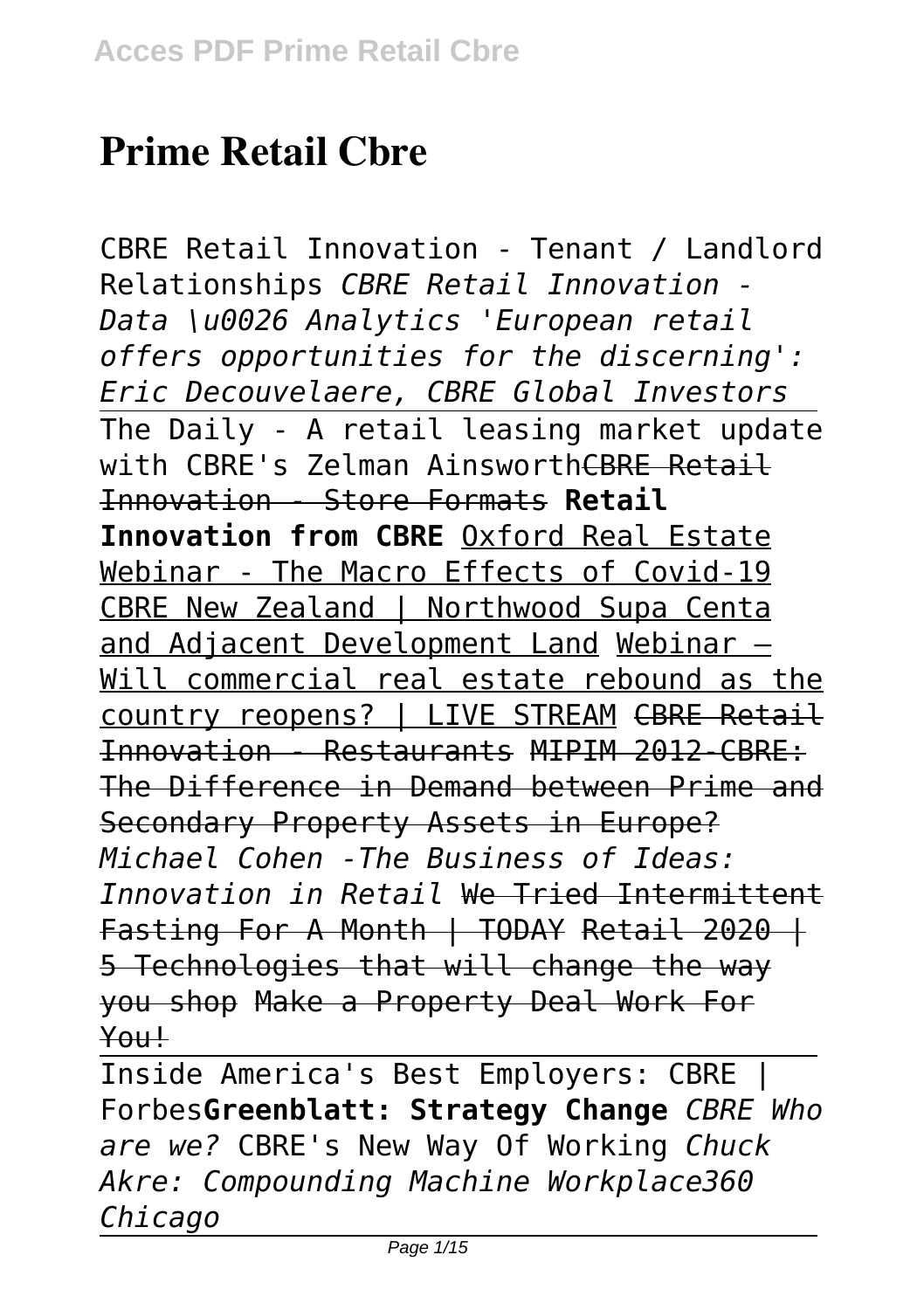# Prime Retail Cbre

CBRE Retail Innovation - Tenant / Landlord Relationships *CBRE Retail Innovation - Data \u0026 Analytics 'European retail offers opportunities for the discerning': Eric Decouvelaere, CBRE Global Investors* The Daily - A retail leasing market update with CBRE's Zelman Ainsworth~~CBRE Retail Innovation - Store Formats~~ **Retail Innovation from CBRE** Oxford Real Estate Webinar - The Macro Effects of Covid-19 CBRE New Zealand | Northwood Supa Centa and Adjacent Development Land Webinar – Will commercial real estate rebound as the country reopens? | LIVE STREAM ~~CBRE Retail Innovation - Restaurants~~ ~~MIPIM 2012-CBRE: The Difference in Demand between Prime and Secondary Property Assets in Europe?~~ *Michael Cohen -The Business of Ideas: Innovation in Retail* ~~We Tried Intermittent Fasting For A Month | TODAY~~ ~~Retail 2020 | 5 Technologies that will change the way you shop~~ ~~Make a Property Deal Work For You!~~

Inside America's Best Employers: CBRE | Forbes**Greenblatt: Strategy Change** *CBRE Who are we?* CBRE's New Way Of Working *Chuck Akre: Compounding Machine Workplace360 Chicago*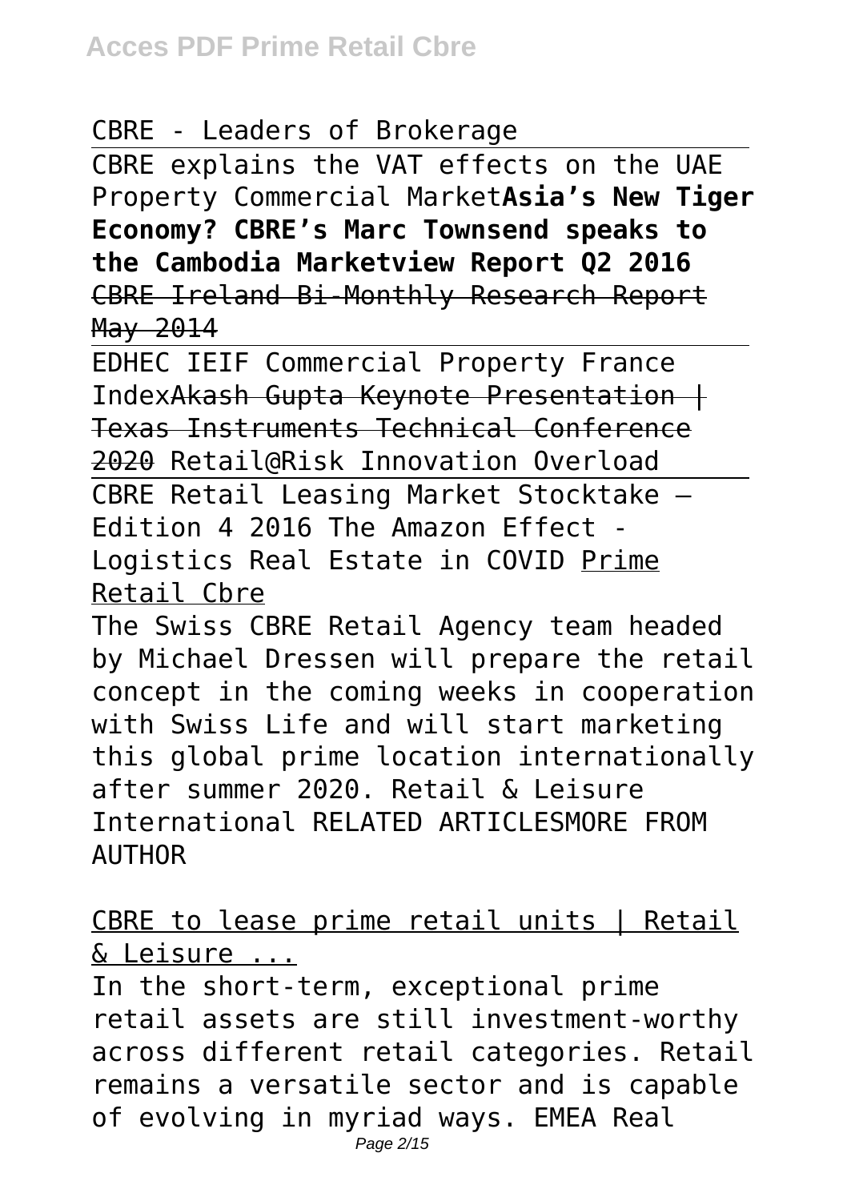CBRE - Leaders of Brokerage

CBRE explains the VAT effects on the UAE Property Commercial Market**Asia's New Tiger Economy? CBRE's Marc Townsend speaks to the Cambodia Marketview Report Q2 2016** CBRE Ireland Bi-Monthly Research Report May 2014

EDHEC IEIF Commercial Property France IndexAkash Gupta Keynote Presentation | Texas Instruments Technical Conference 2020 Retail@Risk Innovation Overload

CBRE Retail Leasing Market Stocktake – Edition 4 2016 The Amazon Effect - Logistics Real Estate in COVID Prime Retail Cbre

The Swiss CBRE Retail Agency team headed by Michael Dressen will prepare the retail concept in the coming weeks in cooperation with Swiss Life and will start marketing this global prime location internationally after summer 2020. Retail & Leisure International RELATED ARTICLESMORE FROM AUTHOR

CBRE to lease prime retail units | Retail & Leisure ...

In the short-term, exceptional prime retail assets are still investment-worthy across different retail categories. Retail remains a versatile sector and is capable of evolving in myriad ways. EMEA Real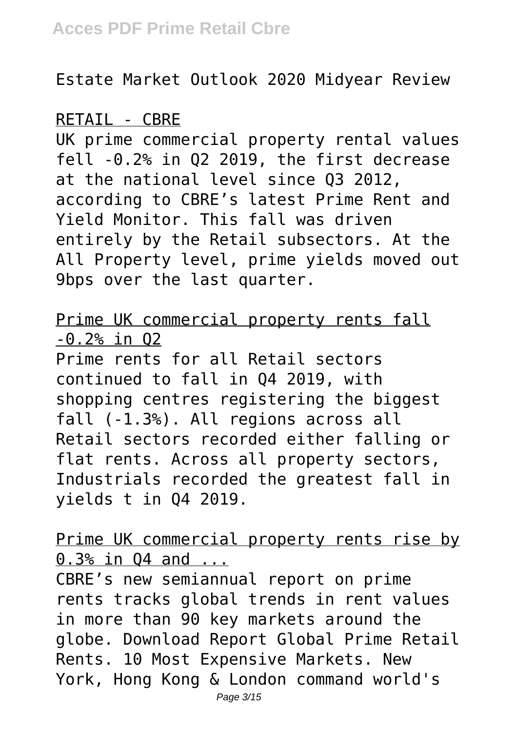Estate Market Outlook 2020 Midyear Review

RETAIL - CBRE

UK prime commercial property rental values fell -0.2% in Q2 2019, the first decrease at the national level since Q3 2012, according to CBRE's latest Prime Rent and Yield Monitor. This fall was driven entirely by the Retail subsectors. At the All Property level, prime yields moved out 9bps over the last quarter.

Prime UK commercial property rents fall -0.2% in Q2

Prime rents for all Retail sectors continued to fall in Q4 2019, with shopping centres registering the biggest fall (-1.3%). All regions across all Retail sectors recorded either falling or flat rents. Across all property sectors, Industrials recorded the greatest fall in yields t in Q4 2019.

Prime UK commercial property rents rise by 0.3% in Q4 and ...

CBRE's new semiannual report on prime rents tracks global trends in rent values in more than 90 key markets around the globe. Download Report Global Prime Retail Rents. 10 Most Expensive Markets. New York, Hong Kong & London command world's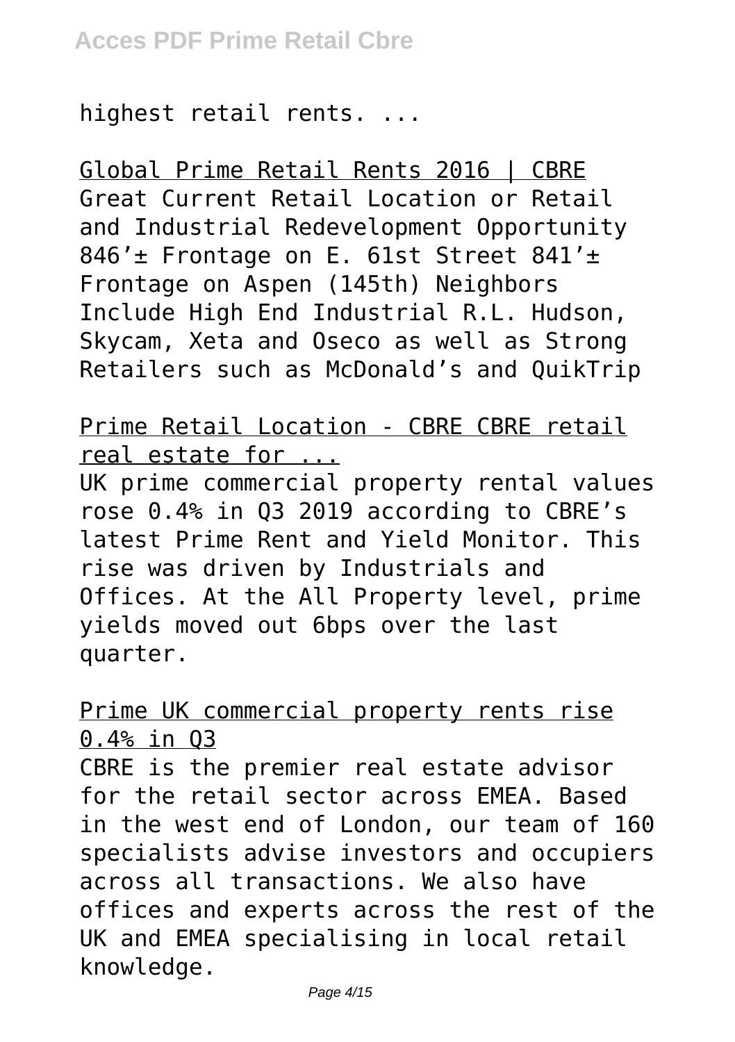highest retail rents. ...

Global Prime Retail Rents 2016 | CBRE
Great Current Retail Location or Retail and Industrial Redevelopment Opportunity 846'± Frontage on E. 61st Street 841'± Frontage on Aspen (145th) Neighbors Include High End Industrial R.L. Hudson, Skycam, Xeta and Oseco as well as Strong Retailers such as McDonald's and QuikTrip

Prime Retail Location - CBRE CBRE retail real estate for ...
UK prime commercial property rental values rose 0.4% in Q3 2019 according to CBRE's latest Prime Rent and Yield Monitor. This rise was driven by Industrials and Offices. At the All Property level, prime yields moved out 6bps over the last quarter.

Prime UK commercial property rents rise 0.4% in Q3
CBRE is the premier real estate advisor for the retail sector across EMEA. Based in the west end of London, our team of 160 specialists advise investors and occupiers across all transactions. We also have offices and experts across the rest of the UK and EMEA specialising in local retail knowledge.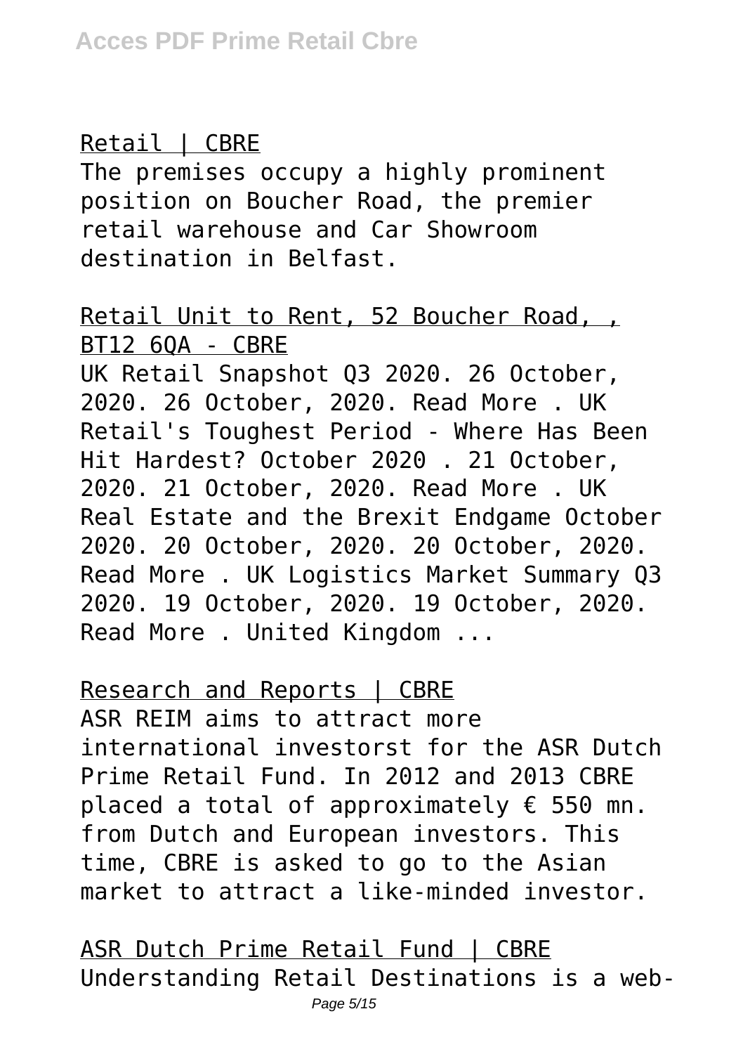Retail | CBRE

The premises occupy a highly prominent position on Boucher Road, the premier retail warehouse and Car Showroom destination in Belfast.

Retail Unit to Rent, 52 Boucher Road, , BT12 6QA - CBRE

UK Retail Snapshot Q3 2020. 26 October, 2020. 26 October, 2020. Read More . UK Retail's Toughest Period - Where Has Been Hit Hardest? October 2020 . 21 October, 2020. 21 October, 2020. Read More . UK Real Estate and the Brexit Endgame October 2020. 20 October, 2020. 20 October, 2020. Read More . UK Logistics Market Summary Q3 2020. 19 October, 2020. 19 October, 2020. Read More . United Kingdom ...

Research and Reports | CBRE

ASR REIM aims to attract more international investorst for the ASR Dutch Prime Retail Fund. In 2012 and 2013 CBRE placed a total of approximately € 550 mn. from Dutch and European investors. This time, CBRE is asked to go to the Asian market to attract a like-minded investor.

ASR Dutch Prime Retail Fund | CBRE

Understanding Retail Destinations is a web-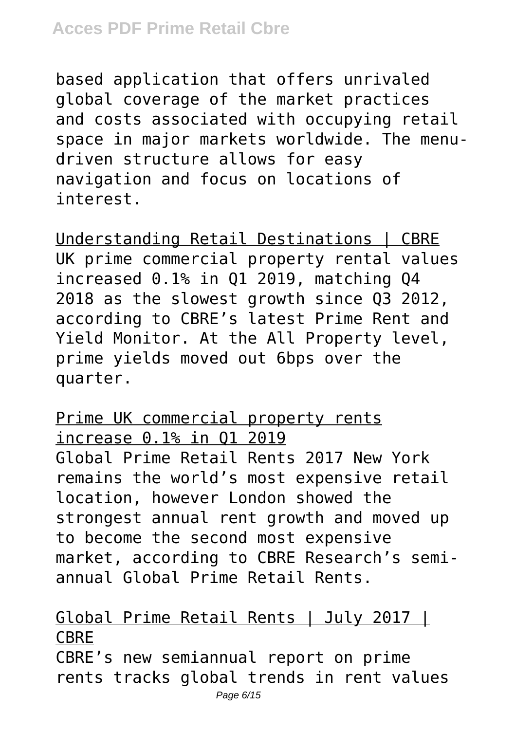based application that offers unrivaled global coverage of the market practices and costs associated with occupying retail space in major markets worldwide. The menu-driven structure allows for easy navigation and focus on locations of interest.

Understanding Retail Destinations | CBRE

UK prime commercial property rental values increased 0.1% in Q1 2019, matching Q4 2018 as the slowest growth since Q3 2012, according to CBRE's latest Prime Rent and Yield Monitor. At the All Property level, prime yields moved out 6bps over the quarter.

Prime UK commercial property rents increase 0.1% in Q1 2019

Global Prime Retail Rents 2017 New York remains the world's most expensive retail location, however London showed the strongest annual rent growth and moved up to become the second most expensive market, according to CBRE Research's semi-annual Global Prime Retail Rents.

Global Prime Retail Rents | July 2017 | CBRE

CBRE's new semiannual report on prime rents tracks global trends in rent values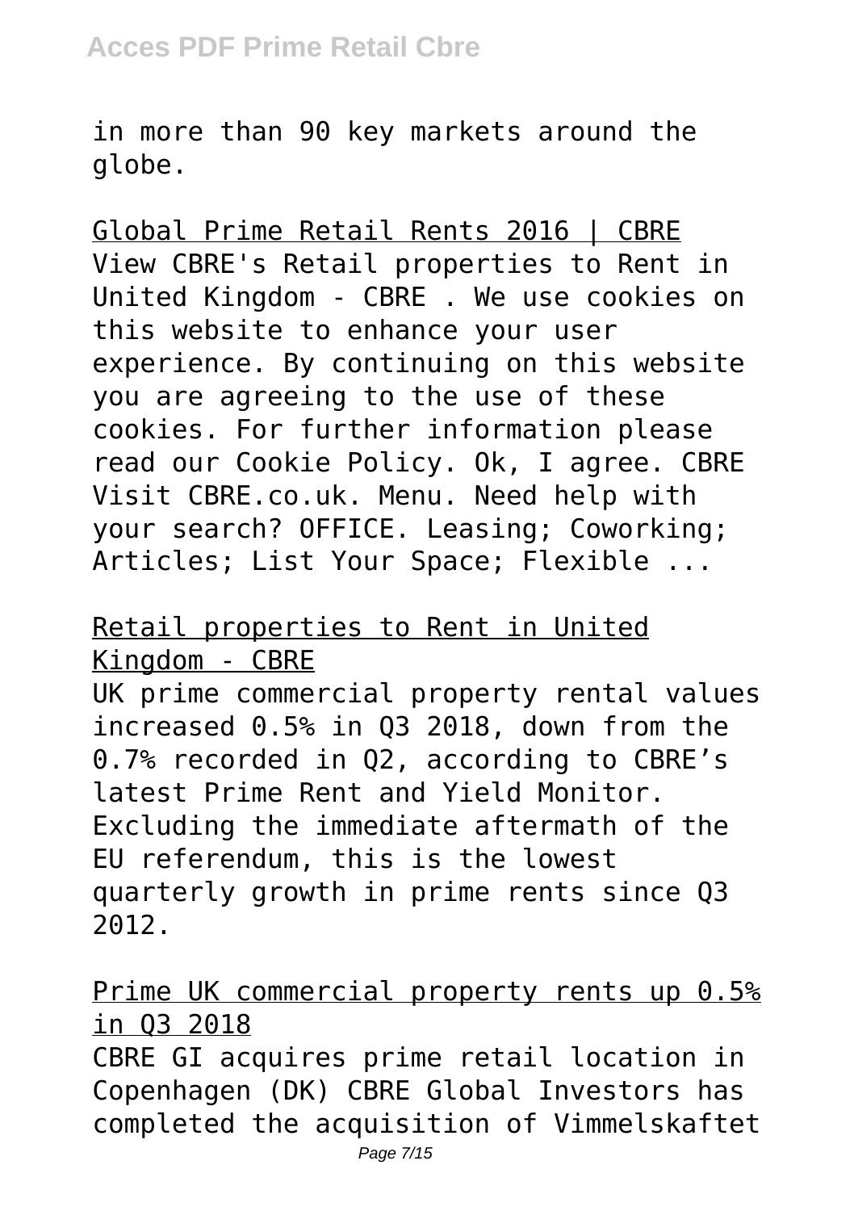in more than 90 key markets around the globe.

## Global Prime Retail Rents 2016 | CBRE

View CBRE's Retail properties to Rent in United Kingdom - CBRE . We use cookies on this website to enhance your user experience. By continuing on this website you are agreeing to the use of these cookies. For further information please read our Cookie Policy. Ok, I agree. CBRE Visit CBRE.co.uk. Menu. Need help with your search? OFFICE. Leasing; Coworking; Articles; List Your Space; Flexible ...

## Retail properties to Rent in United Kingdom - CBRE

UK prime commercial property rental values increased 0.5% in Q3 2018, down from the 0.7% recorded in Q2, according to CBRE's latest Prime Rent and Yield Monitor. Excluding the immediate aftermath of the EU referendum, this is the lowest quarterly growth in prime rents since Q3 2012.

## Prime UK commercial property rents up 0.5% in Q3 2018

CBRE GI acquires prime retail location in Copenhagen (DK) CBRE Global Investors has completed the acquisition of Vimmelskaftet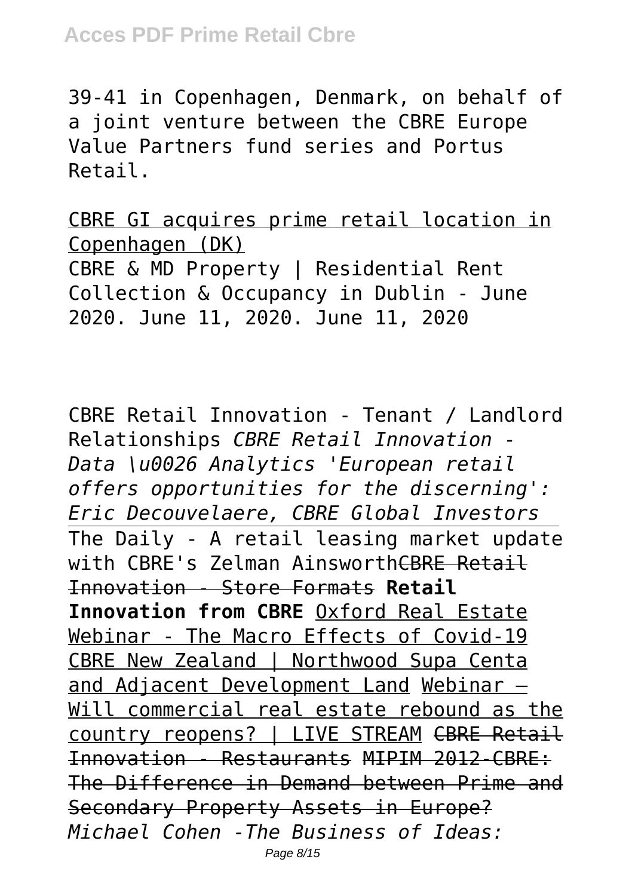39-41 in Copenhagen, Denmark, on behalf of a joint venture between the CBRE Europe Value Partners fund series and Portus Retail.

CBRE GI acquires prime retail location in Copenhagen (DK)
CBRE & MD Property | Residential Rent Collection & Occupancy in Dublin - June 2020. June 11, 2020. June 11, 2020

CBRE Retail Innovation - Tenant / Landlord Relationships *CBRE Retail Innovation - Data \u0026 Analytics 'European retail offers opportunities for the discerning': Eric Decouvelaere, CBRE Global Investors* The Daily - A retail leasing market update with CBRE's Zelman Ainsworth ~~CBRE Retail Innovation - Store Formats~~ **Retail Innovation from CBRE** Oxford Real Estate Webinar - The Macro Effects of Covid-19 CBRE New Zealand | Northwood Supa Centa and Adjacent Development Land Webinar – Will commercial real estate rebound as the country reopens? | LIVE STREAM ~~CBRE Retail Innovation - Restaurants~~ ~~MIPIM 2012-CBRE: The Difference in Demand between Prime and Secondary Property Assets in Europe?~~ *Michael Cohen -The Business of Ideas:*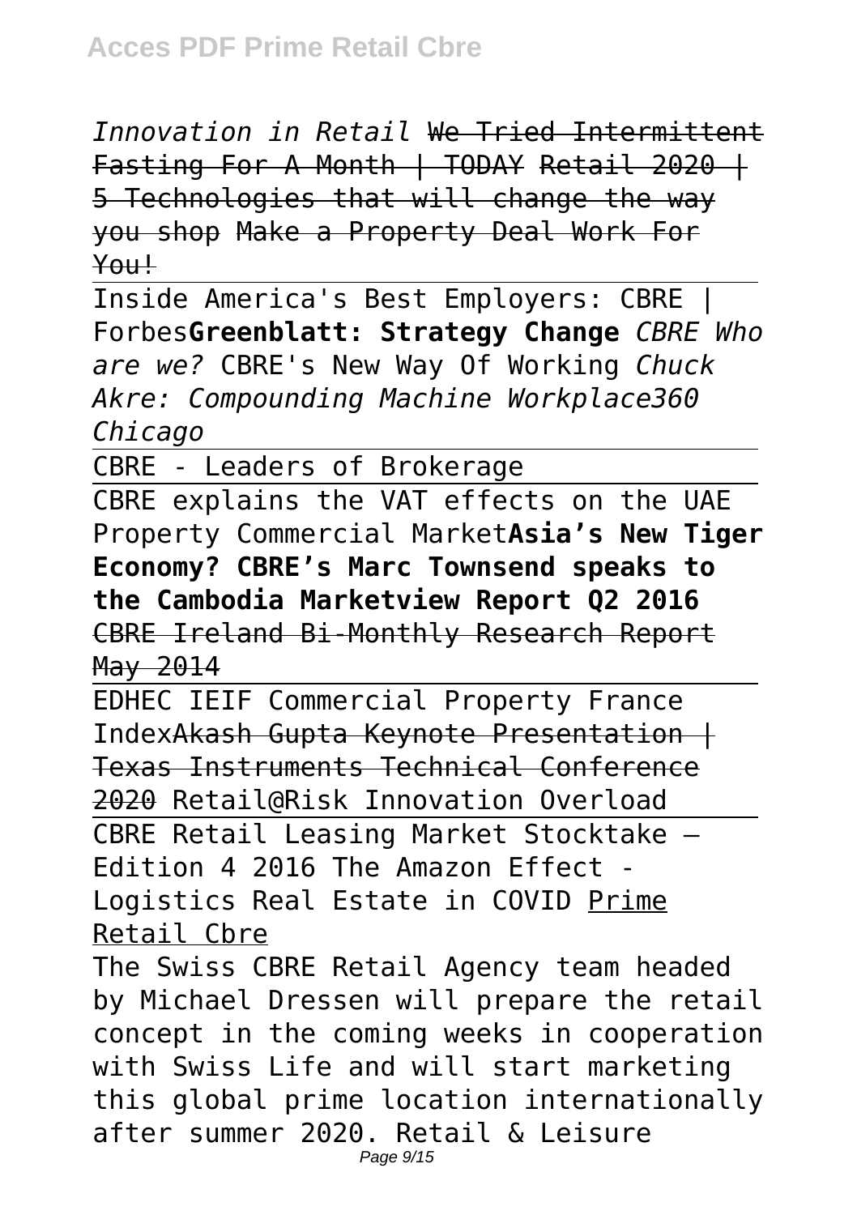*Innovation in Retail* ~~We Tried Intermittent Fasting For A Month | TODAY~~ ~~Retail 2020 | 5 Technologies that will change the way you shop~~ ~~Make a Property Deal Work For You!~~

Inside America's Best Employers: CBRE | Forbes**Greenblatt: Strategy Change** *CBRE Who are we?* CBRE's New Way Of Working *Chuck Akre: Compounding Machine Workplace360 Chicago*

CBRE - Leaders of Brokerage

CBRE explains the VAT effects on the UAE Property Commercial Market**Asia's New Tiger Economy? CBRE's Marc Townsend speaks to the Cambodia Marketview Report Q2 2016** ~~CBRE Ireland Bi-Monthly Research Report May 2014~~

EDHEC IEIF Commercial Property France Index~~Akash Gupta Keynote Presentation | Texas Instruments Technical Conference 2020~~ Retail@Risk Innovation Overload

CBRE Retail Leasing Market Stocktake – Edition 4 2016 The Amazon Effect - Logistics Real Estate in COVID Prime Retail Cbre

The Swiss CBRE Retail Agency team headed by Michael Dressen will prepare the retail concept in the coming weeks in cooperation with Swiss Life and will start marketing this global prime location internationally after summer 2020. Retail & Leisure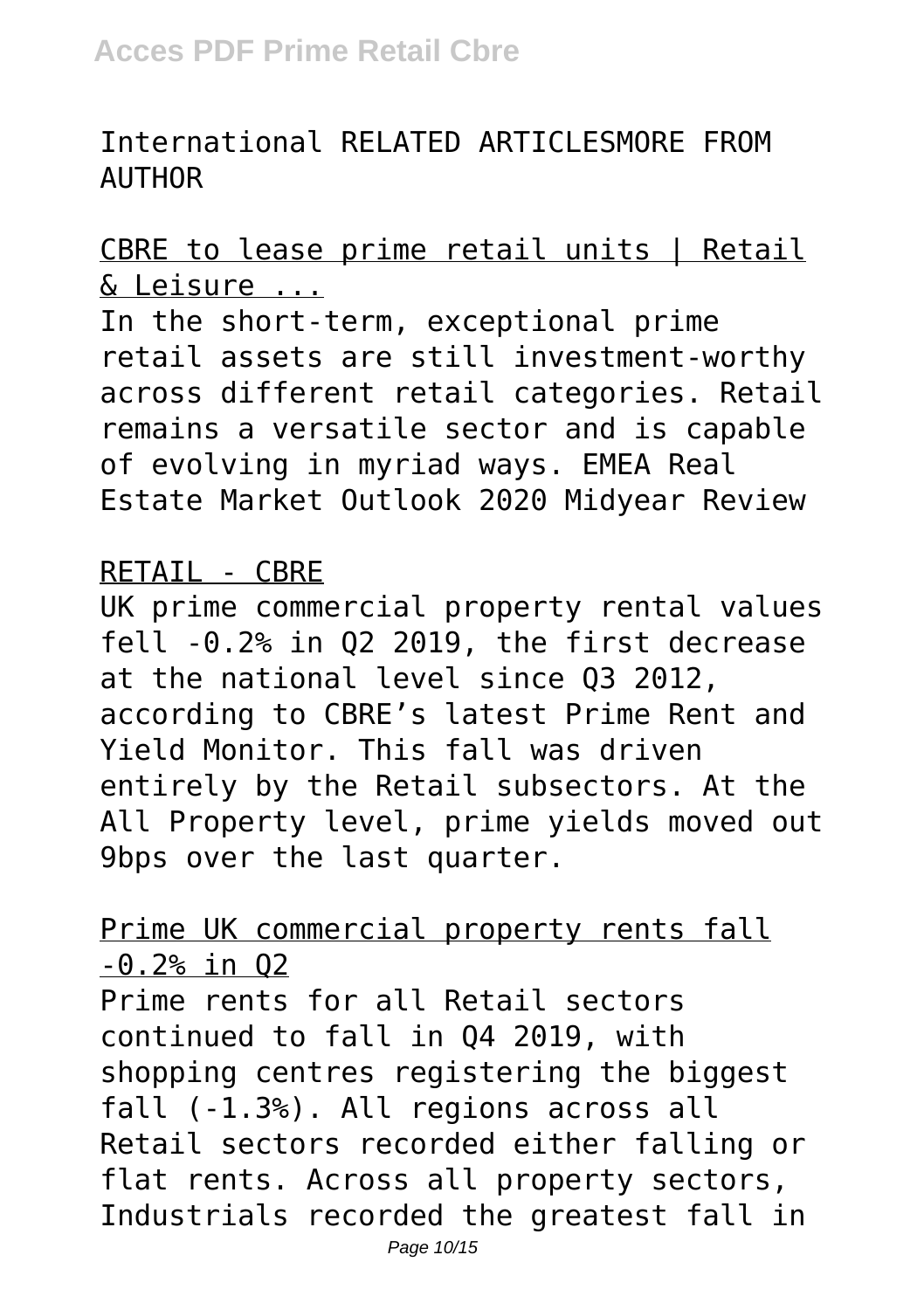International RELATED ARTICLESMORE FROM AUTHOR

CBRE to lease prime retail units | Retail & Leisure ...

In the short-term, exceptional prime retail assets are still investment-worthy across different retail categories. Retail remains a versatile sector and is capable of evolving in myriad ways. EMEA Real Estate Market Outlook 2020 Midyear Review

RETAIL - CBRE

UK prime commercial property rental values fell -0.2% in Q2 2019, the first decrease at the national level since Q3 2012, according to CBRE's latest Prime Rent and Yield Monitor. This fall was driven entirely by the Retail subsectors. At the All Property level, prime yields moved out 9bps over the last quarter.

Prime UK commercial property rents fall -0.2% in Q2

Prime rents for all Retail sectors continued to fall in Q4 2019, with shopping centres registering the biggest fall (-1.3%). All regions across all Retail sectors recorded either falling or flat rents. Across all property sectors, Industrials recorded the greatest fall in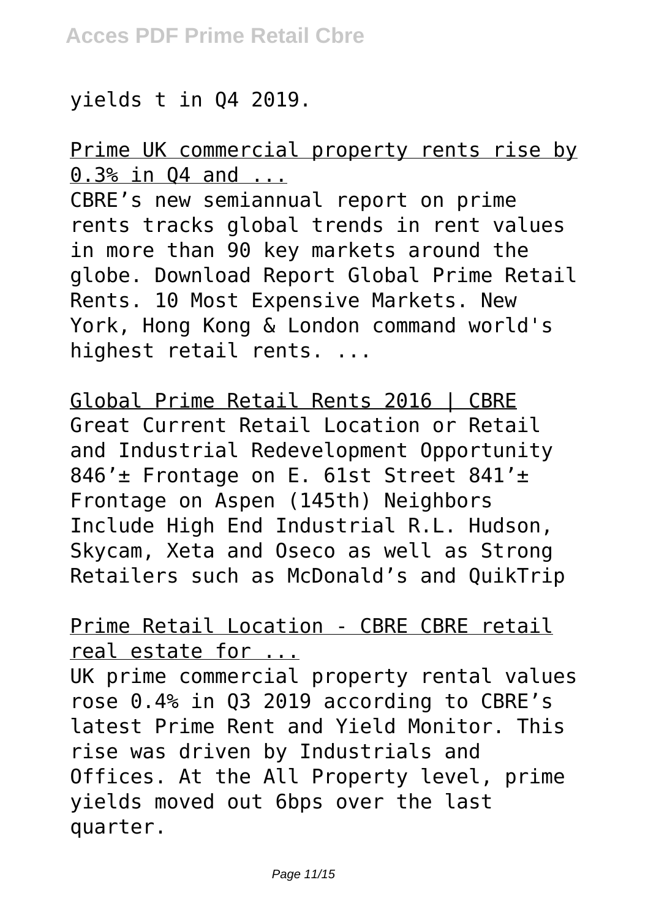yields t in Q4 2019.

Prime UK commercial property rents rise by 0.3% in Q4 and ...

CBRE's new semiannual report on prime rents tracks global trends in rent values in more than 90 key markets around the globe. Download Report Global Prime Retail Rents. 10 Most Expensive Markets. New York, Hong Kong & London command world's highest retail rents. ...

Global Prime Retail Rents 2016 | CBRE

Great Current Retail Location or Retail and Industrial Redevelopment Opportunity 846'± Frontage on E. 61st Street 841'± Frontage on Aspen (145th) Neighbors Include High End Industrial R.L. Hudson, Skycam, Xeta and Oseco as well as Strong Retailers such as McDonald's and QuikTrip

Prime Retail Location - CBRE CBRE retail real estate for ...

UK prime commercial property rental values rose 0.4% in Q3 2019 according to CBRE's latest Prime Rent and Yield Monitor. This rise was driven by Industrials and Offices. At the All Property level, prime yields moved out 6bps over the last quarter.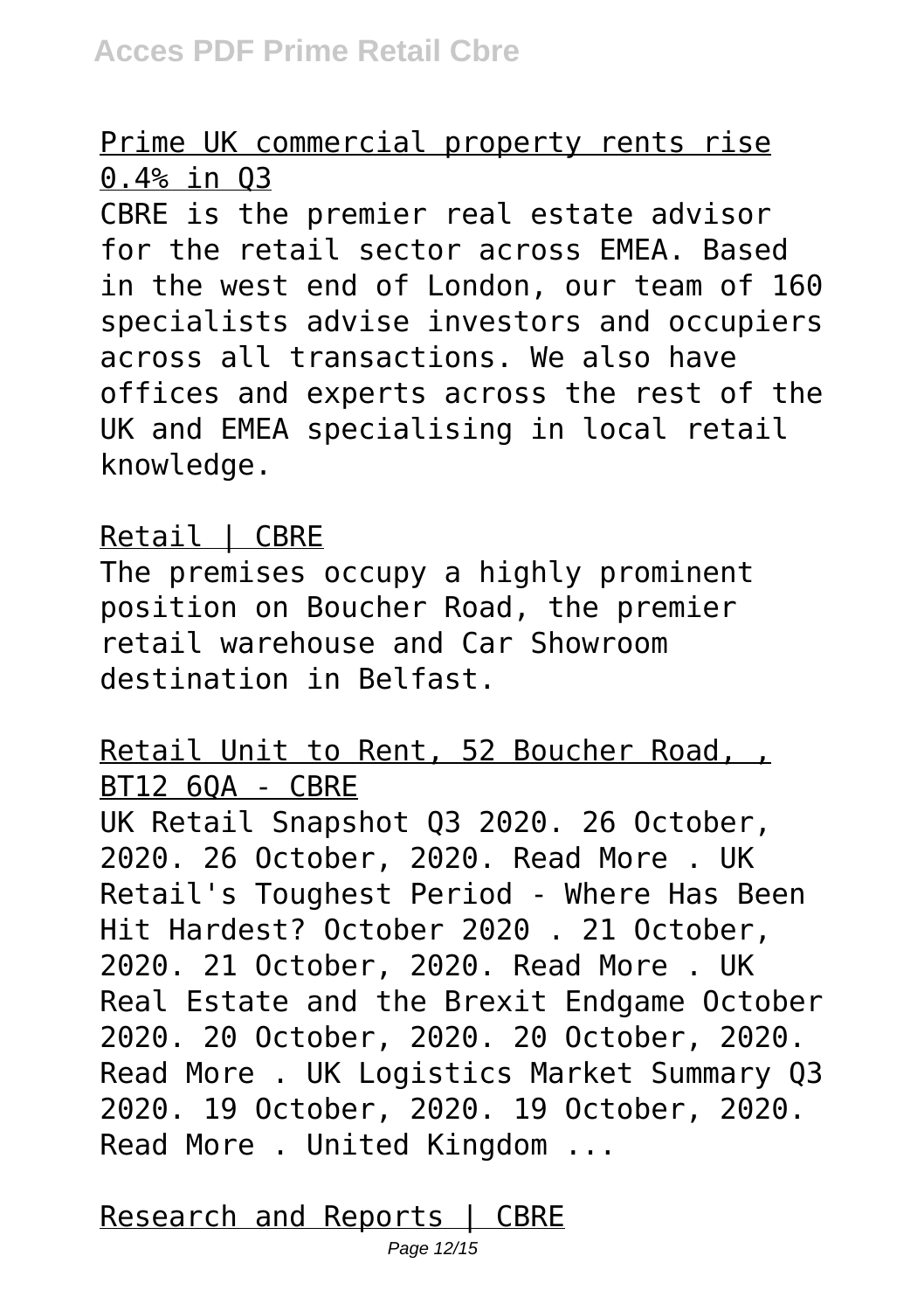Prime UK commercial property rents rise 0.4% in Q3

CBRE is the premier real estate advisor for the retail sector across EMEA. Based in the west end of London, our team of 160 specialists advise investors and occupiers across all transactions. We also have offices and experts across the rest of the UK and EMEA specialising in local retail knowledge.

Retail | CBRE

The premises occupy a highly prominent position on Boucher Road, the premier retail warehouse and Car Showroom destination in Belfast.

Retail Unit to Rent, 52 Boucher Road, , BT12 6QA - CBRE

UK Retail Snapshot Q3 2020. 26 October, 2020. 26 October, 2020. Read More . UK Retail's Toughest Period - Where Has Been Hit Hardest? October 2020 . 21 October, 2020. 21 October, 2020. Read More . UK Real Estate and the Brexit Endgame October 2020. 20 October, 2020. 20 October, 2020. Read More . UK Logistics Market Summary Q3 2020. 19 October, 2020. 19 October, 2020. Read More . United Kingdom ...

Research and Reports | CBRE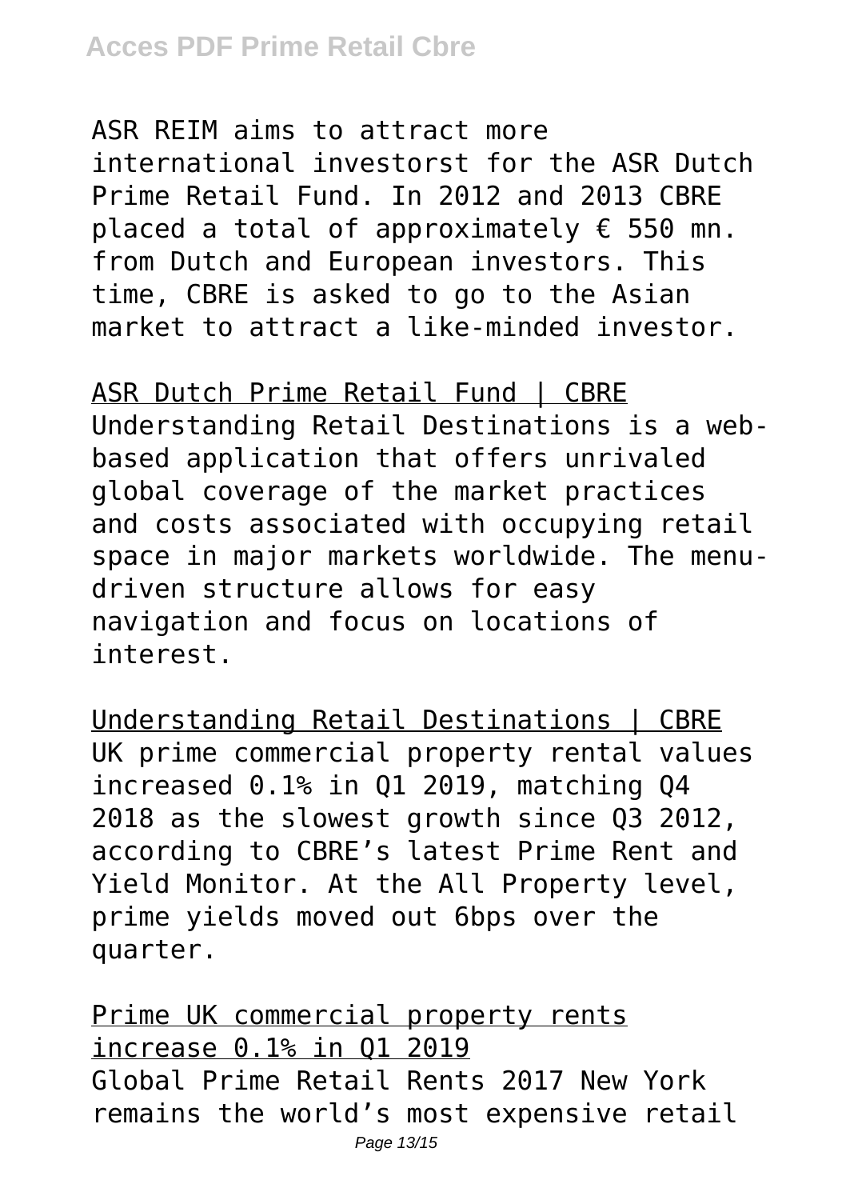ASR REIM aims to attract more international investorst for the ASR Dutch Prime Retail Fund. In 2012 and 2013 CBRE placed a total of approximately € 550 mn. from Dutch and European investors. This time, CBRE is asked to go to the Asian market to attract a like-minded investor.

ASR Dutch Prime Retail Fund | CBRE

Understanding Retail Destinations is a web-based application that offers unrivaled global coverage of the market practices and costs associated with occupying retail space in major markets worldwide. The menu-driven structure allows for easy navigation and focus on locations of interest.

Understanding Retail Destinations | CBRE

UK prime commercial property rental values increased 0.1% in Q1 2019, matching Q4 2018 as the slowest growth since Q3 2012, according to CBRE's latest Prime Rent and Yield Monitor. At the All Property level, prime yields moved out 6bps over the quarter.

Prime UK commercial property rents increase 0.1% in Q1 2019

Global Prime Retail Rents 2017 New York remains the world's most expensive retail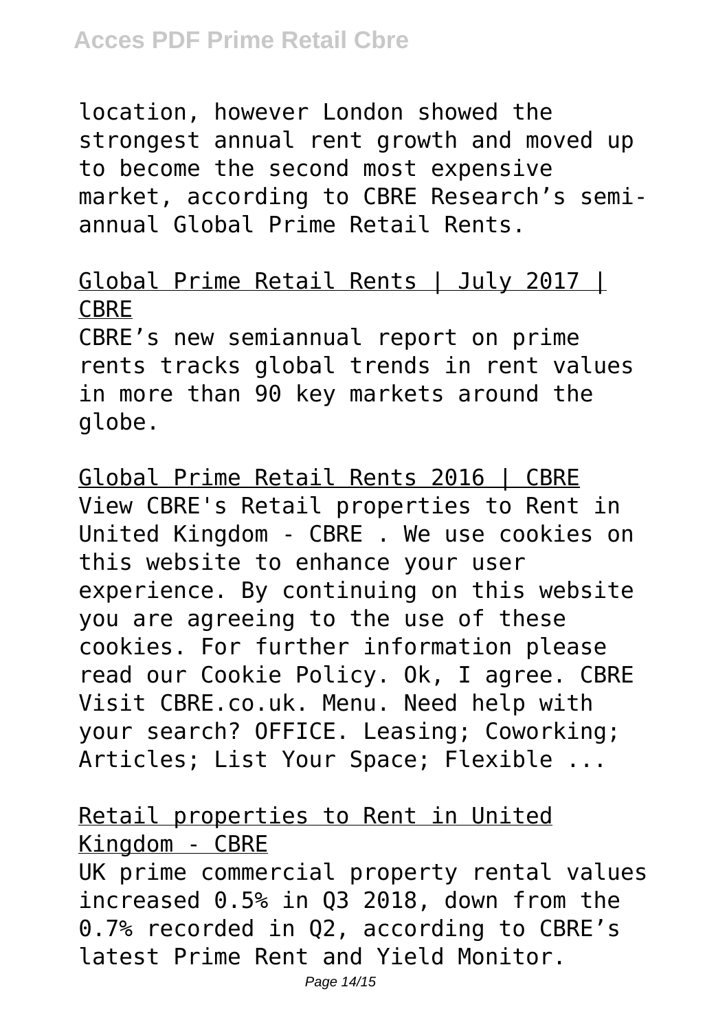location, however London showed the strongest annual rent growth and moved up to become the second most expensive market, according to CBRE Research's semi-annual Global Prime Retail Rents.

Global Prime Retail Rents | July 2017 | CBRE

CBRE's new semiannual report on prime rents tracks global trends in rent values in more than 90 key markets around the globe.

Global Prime Retail Rents 2016 | CBRE

View CBRE's Retail properties to Rent in United Kingdom - CBRE . We use cookies on this website to enhance your user experience. By continuing on this website you are agreeing to the use of these cookies. For further information please read our Cookie Policy. Ok, I agree. CBRE Visit CBRE.co.uk. Menu. Need help with your search? OFFICE. Leasing; Coworking; Articles; List Your Space; Flexible ...

Retail properties to Rent in United Kingdom - CBRE

UK prime commercial property rental values increased 0.5% in Q3 2018, down from the 0.7% recorded in Q2, according to CBRE's latest Prime Rent and Yield Monitor.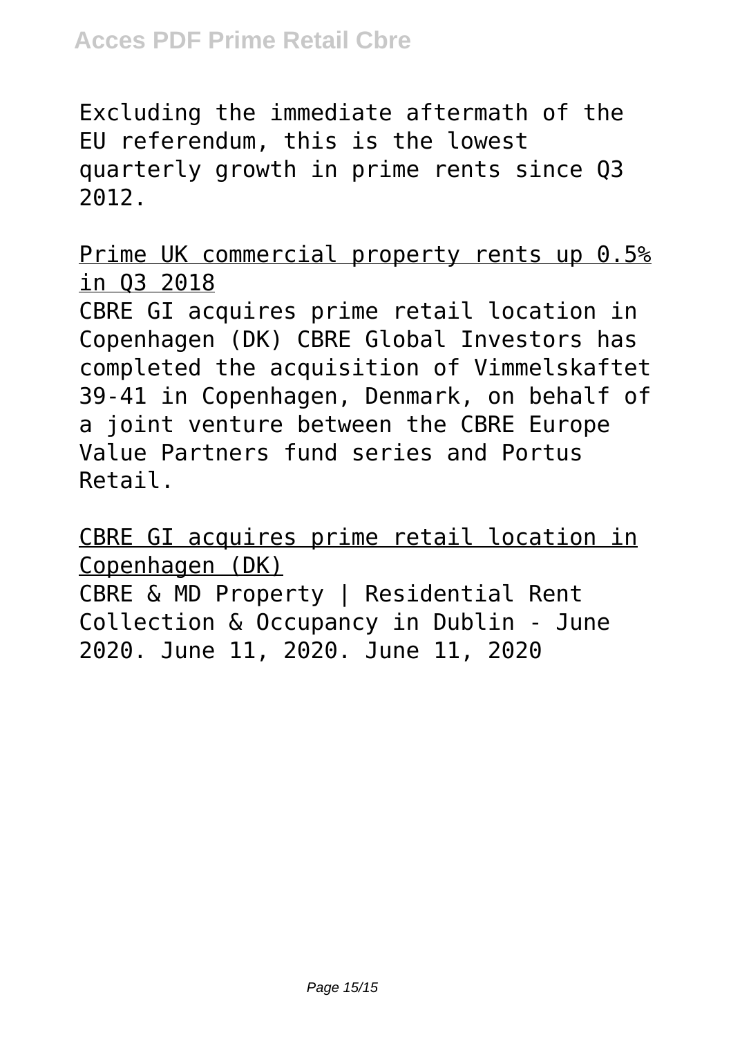Excluding the immediate aftermath of the EU referendum, this is the lowest quarterly growth in prime rents since Q3 2012.

Prime UK commercial property rents up 0.5% in Q3 2018

CBRE GI acquires prime retail location in Copenhagen (DK) CBRE Global Investors has completed the acquisition of Vimmelskaftet 39-41 in Copenhagen, Denmark, on behalf of a joint venture between the CBRE Europe Value Partners fund series and Portus Retail.

CBRE GI acquires prime retail location in Copenhagen (DK)

CBRE & MD Property | Residential Rent Collection & Occupancy in Dublin - June 2020. June 11, 2020. June 11, 2020